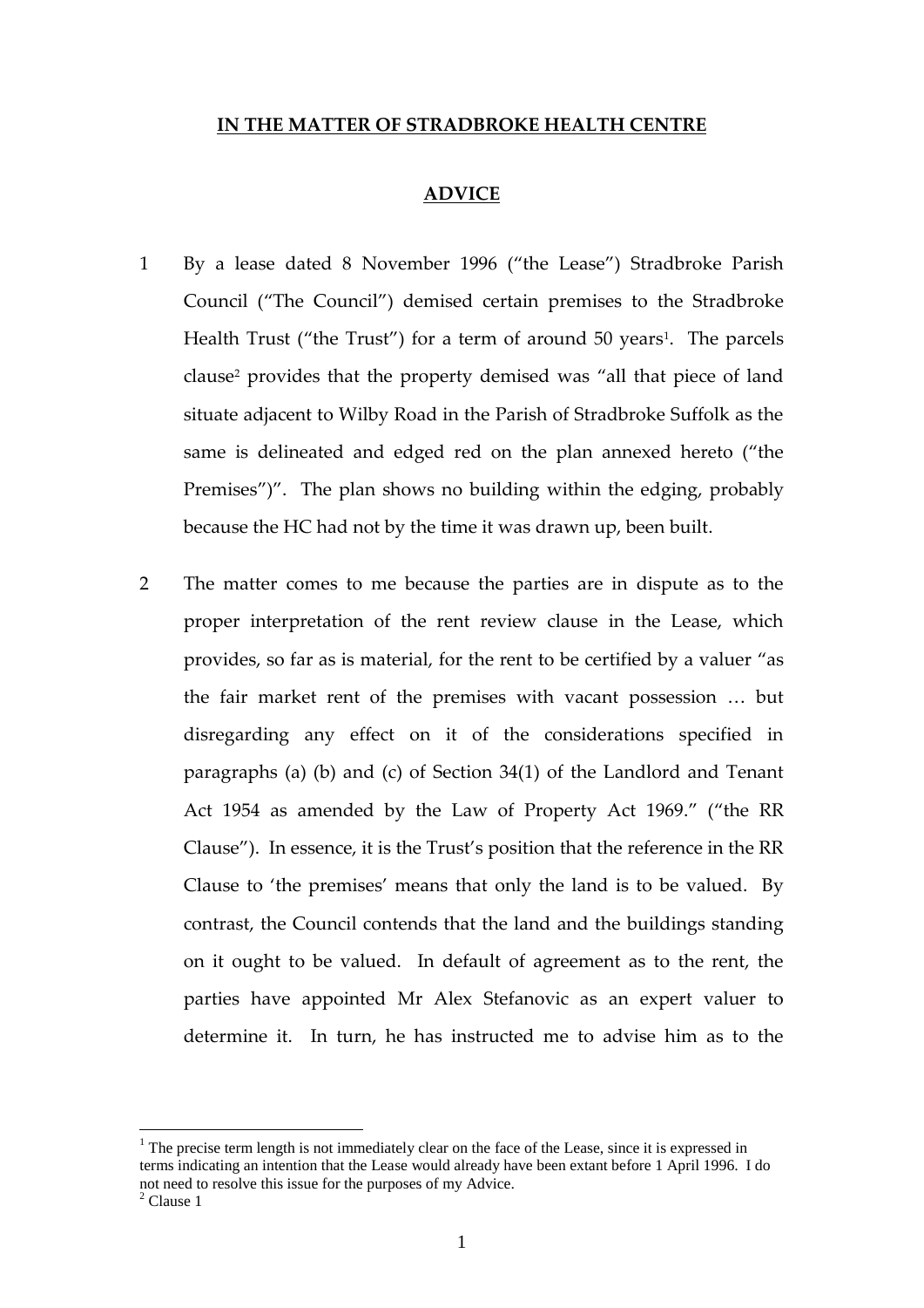**IN THE MATTER OF STRADBROKE HEALTH CENTRE**

**ADVICE**

1 By a lease dated 8 November 1996 ("the Lease") Stradbroke Parish Council ("The Council") demised certain premises to the Stradbroke Health Trust ("the Trust") for a term of around 50 years[1]. The parcels clause[2] provides that the property demised was "all that piece of land situate adjacent to Wilby Road in the Parish of Stradbroke Suffolk as the same is delineated and edged red on the plan annexed hereto ("the Premises")". The plan shows no building within the edging, probably because the HC had not by the time it was drawn up, been built.

2 The matter comes to me because the parties are in dispute as to the proper interpretation of the rent review clause in the Lease, which provides, so far as is material, for the rent to be certified by a valuer "as the fair market rent of the premises with vacant possession … but disregarding any effect on it of the considerations specified in paragraphs (a) (b) and (c) of Section 34(1) of the Landlord and Tenant Act 1954 as amended by the Law of Property Act 1969." ("the RR Clause"). In essence, it is the Trust's position that the reference in the RR Clause to 'the premises' means that only the land is to be valued. By contrast, the Council contends that the land and the buildings standing on it ought to be valued. In default of agreement as to the rent, the parties have appointed Mr Alex Stefanovic as an expert valuer to determine it. In turn, he has instructed me to advise him as to the

---

[1] The precise term length is not immediately clear on the face of the Lease, since it is expressed in terms indicating an intention that the Lease would already have been extant before 1 April 1996. I do not need to resolve this issue for the purposes of my Advice.

[2] Clause 1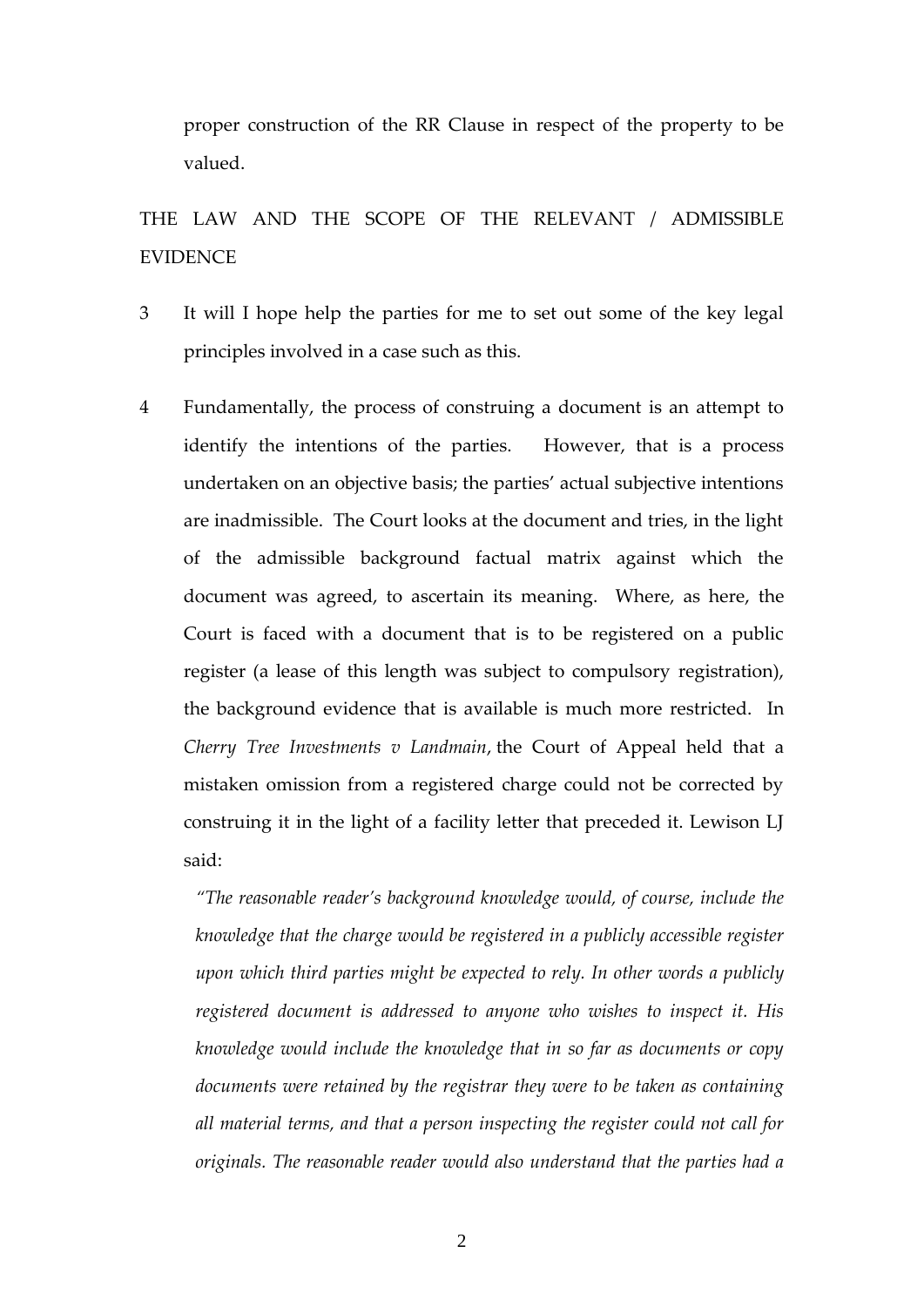proper construction of the RR Clause in respect of the property to be valued.

## THE LAW AND THE SCOPE OF THE RELEVANT / ADMISSIBLE EVIDENCE

3 It will I hope help the parties for me to set out some of the key legal principles involved in a case such as this.

4 Fundamentally, the process of construing a document is an attempt to identify the intentions of the parties. However, that is a process undertaken on an objective basis; the parties' actual subjective intentions are inadmissible. The Court looks at the document and tries, in the light of the admissible background factual matrix against which the document was agreed, to ascertain its meaning. Where, as here, the Court is faced with a document that is to be registered on a public register (a lease of this length was subject to compulsory registration), the background evidence that is available is much more restricted. In *Cherry Tree Investments v Landmain*, the Court of Appeal held that a mistaken omission from a registered charge could not be corrected by construing it in the light of a facility letter that preceded it. Lewison LJ said:

*"The reasonable reader's background knowledge would, of course, include the knowledge that the charge would be registered in a publicly accessible register upon which third parties might be expected to rely. In other words a publicly registered document is addressed to anyone who wishes to inspect it. His knowledge would include the knowledge that in so far as documents or copy documents were retained by the registrar they were to be taken as containing all material terms, and that a person inspecting the register could not call for originals. The reasonable reader would also understand that the parties had a*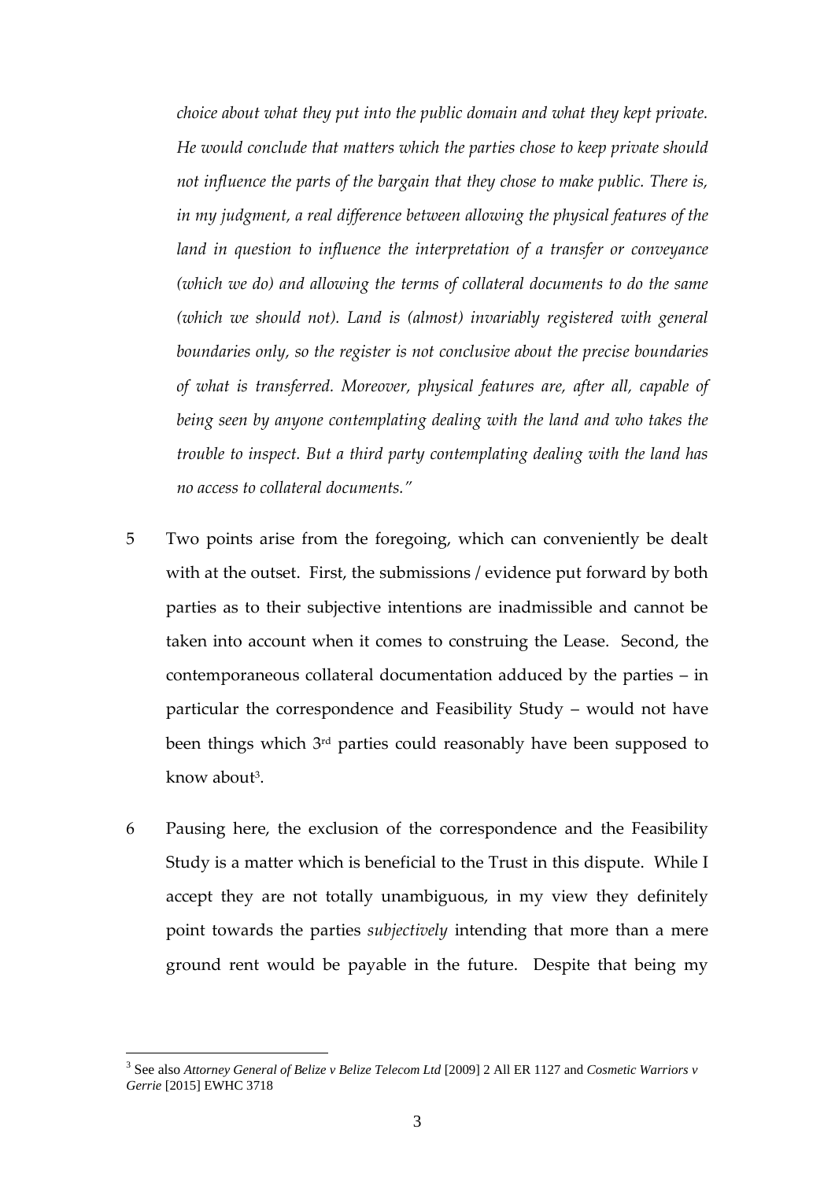*choice about what they put into the public domain and what they kept private. He would conclude that matters which the parties chose to keep private should not influence the parts of the bargain that they chose to make public. There is, in my judgment, a real difference between allowing the physical features of the land in question to influence the interpretation of a transfer or conveyance (which we do) and allowing the terms of collateral documents to do the same (which we should not). Land is (almost) invariably registered with general boundaries only, so the register is not conclusive about the precise boundaries of what is transferred. Moreover, physical features are, after all, capable of being seen by anyone contemplating dealing with the land and who takes the trouble to inspect. But a third party contemplating dealing with the land has no access to collateral documents."*

5 Two points arise from the foregoing, which can conveniently be dealt with at the outset. First, the submissions / evidence put forward by both parties as to their subjective intentions are inadmissible and cannot be taken into account when it comes to construing the Lease. Second, the contemporaneous collateral documentation adduced by the parties – in particular the correspondence and Feasibility Study – would not have been things which 3rd parties could reasonably have been supposed to know about[3].

6 Pausing here, the exclusion of the correspondence and the Feasibility Study is a matter which is beneficial to the Trust in this dispute. While I accept they are not totally unambiguous, in my view they definitely point towards the parties *subjectively* intending that more than a mere ground rent would be payable in the future. Despite that being my

---

[3] See also *Attorney General of Belize v Belize Telecom Ltd* [2009] 2 All ER 1127 and *Cosmetic Warriors v Gerrie* [2015] EWHC 3718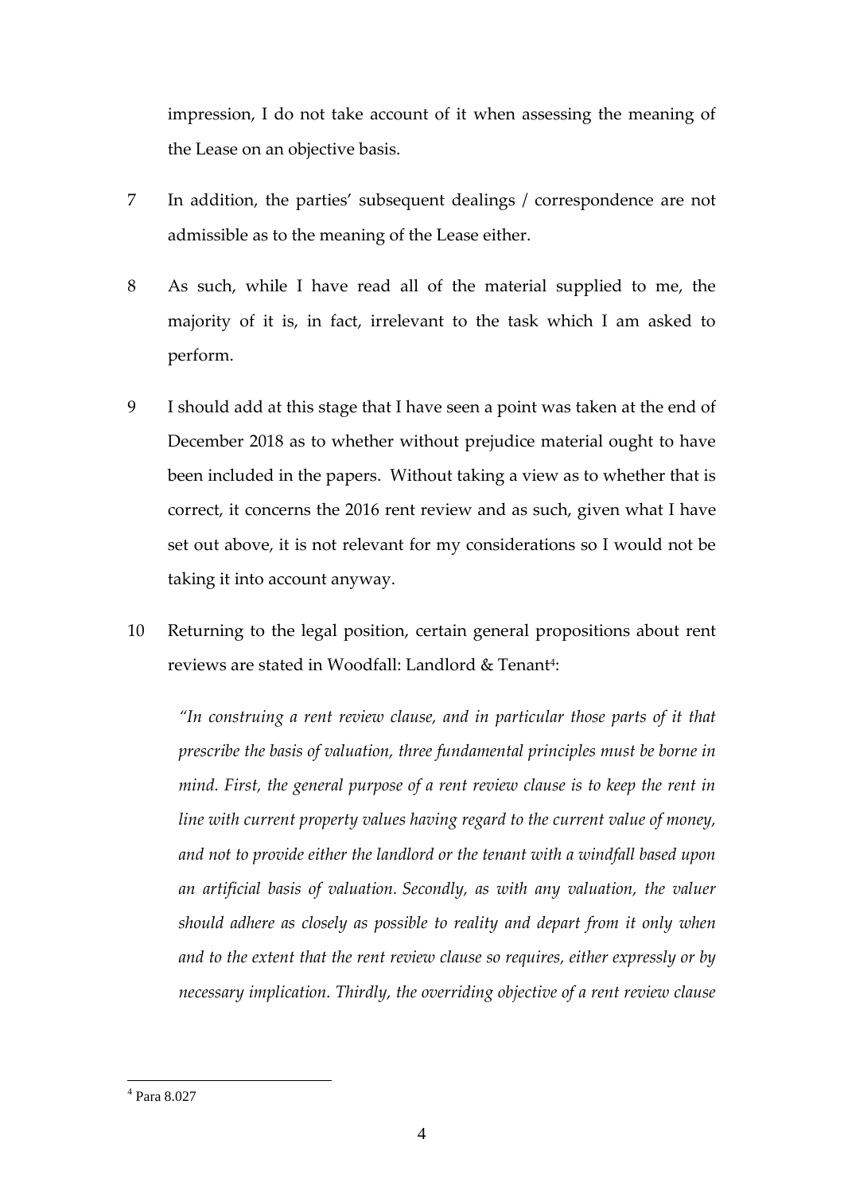impression, I do not take account of it when assessing the meaning of the Lease on an objective basis.

7 In addition, the parties' subsequent dealings / correspondence are not admissible as to the meaning of the Lease either.

8 As such, while I have read all of the material supplied to me, the majority of it is, in fact, irrelevant to the task which I am asked to perform.

9 I should add at this stage that I have seen a point was taken at the end of December 2018 as to whether without prejudice material ought to have been included in the papers. Without taking a view as to whether that is correct, it concerns the 2016 rent review and as such, given what I have set out above, it is not relevant for my considerations so I would not be taking it into account anyway.

10 Returning to the legal position, certain general propositions about rent reviews are stated in Woodfall: Landlord & Tenant[4]:

> *"In construing a rent review clause, and in particular those parts of it that prescribe the basis of valuation, three fundamental principles must be borne in mind. First, the general purpose of a rent review clause is to keep the rent in line with current property values having regard to the current value of money, and not to provide either the landlord or the tenant with a windfall based upon an artificial basis of valuation. Secondly, as with any valuation, the valuer should adhere as closely as possible to reality and depart from it only when and to the extent that the rent review clause so requires, either expressly or by necessary implication. Thirdly, the overriding objective of a rent review clause*

[4] Para 8.027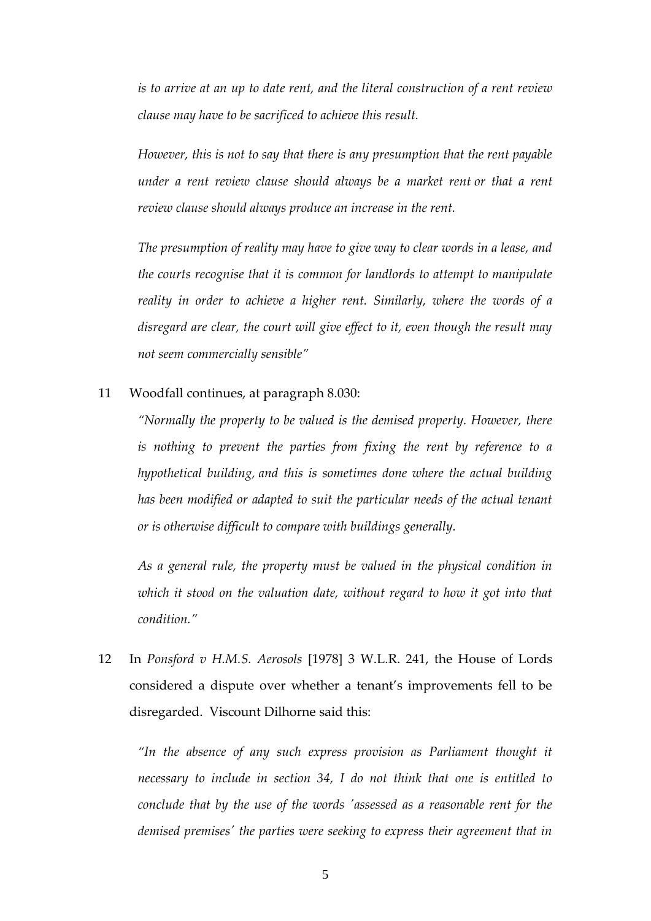*is to arrive at an up to date rent, and the literal construction of a rent review clause may have to be sacrificed to achieve this result.*

*However, this is not to say that there is any presumption that the rent payable under a rent review clause should always be a market rent or that a rent review clause should always produce an increase in the rent.*

*The presumption of reality may have to give way to clear words in a lease, and the courts recognise that it is common for landlords to attempt to manipulate reality in order to achieve a higher rent. Similarly, where the words of a disregard are clear, the court will give effect to it, even though the result may not seem commercially sensible"*

11 Woodfall continues, at paragraph 8.030:

*"Normally the property to be valued is the demised property. However, there is nothing to prevent the parties from fixing the rent by reference to a hypothetical building, and this is sometimes done where the actual building has been modified or adapted to suit the particular needs of the actual tenant or is otherwise difficult to compare with buildings generally.*

*As a general rule, the property must be valued in the physical condition in which it stood on the valuation date, without regard to how it got into that condition."*

12 In *Ponsford v H.M.S. Aerosols* [1978] 3 W.L.R. 241, the House of Lords considered a dispute over whether a tenant's improvements fell to be disregarded. Viscount Dilhorne said this:

*"In the absence of any such express provision as Parliament thought it necessary to include in section 34, I do not think that one is entitled to conclude that by the use of the words 'assessed as a reasonable rent for the demised premises' the parties were seeking to express their agreement that in*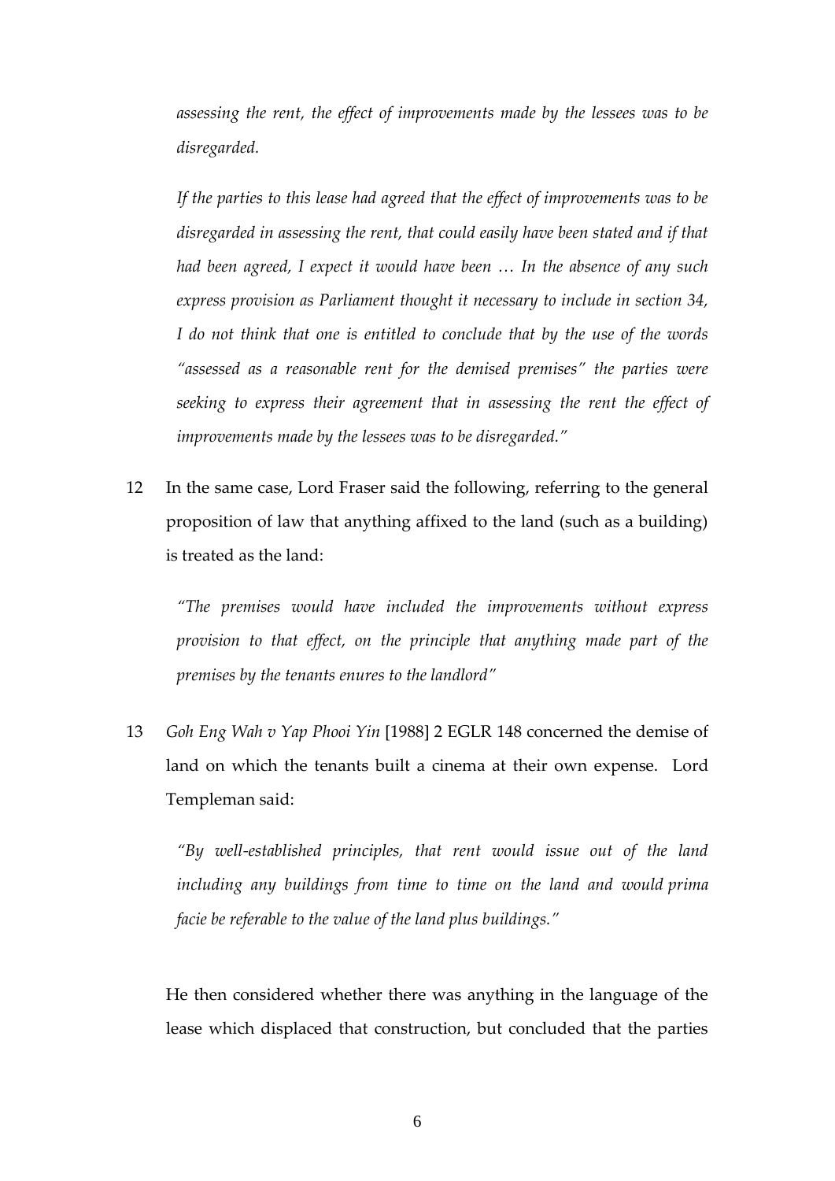*assessing the rent, the effect of improvements made by the lessees was to be disregarded.*

*If the parties to this lease had agreed that the effect of improvements was to be disregarded in assessing the rent, that could easily have been stated and if that had been agreed, I expect it would have been … In the absence of any such express provision as Parliament thought it necessary to include in section 34, I do not think that one is entitled to conclude that by the use of the words "assessed as a reasonable rent for the demised premises" the parties were seeking to express their agreement that in assessing the rent the effect of improvements made by the lessees was to be disregarded."*

12 In the same case, Lord Fraser said the following, referring to the general proposition of law that anything affixed to the land (such as a building) is treated as the land:

> *"The premises would have included the improvements without express provision to that effect, on the principle that anything made part of the premises by the tenants enures to the landlord"*

13 *Goh Eng Wah v Yap Phooi Yin* [1988] 2 EGLR 148 concerned the demise of land on which the tenants built a cinema at their own expense. Lord Templeman said:

> *"By well-established principles, that rent would issue out of the land including any buildings from time to time on the land and would prima facie be referable to the value of the land plus buildings."*

He then considered whether there was anything in the language of the lease which displaced that construction, but concluded that the parties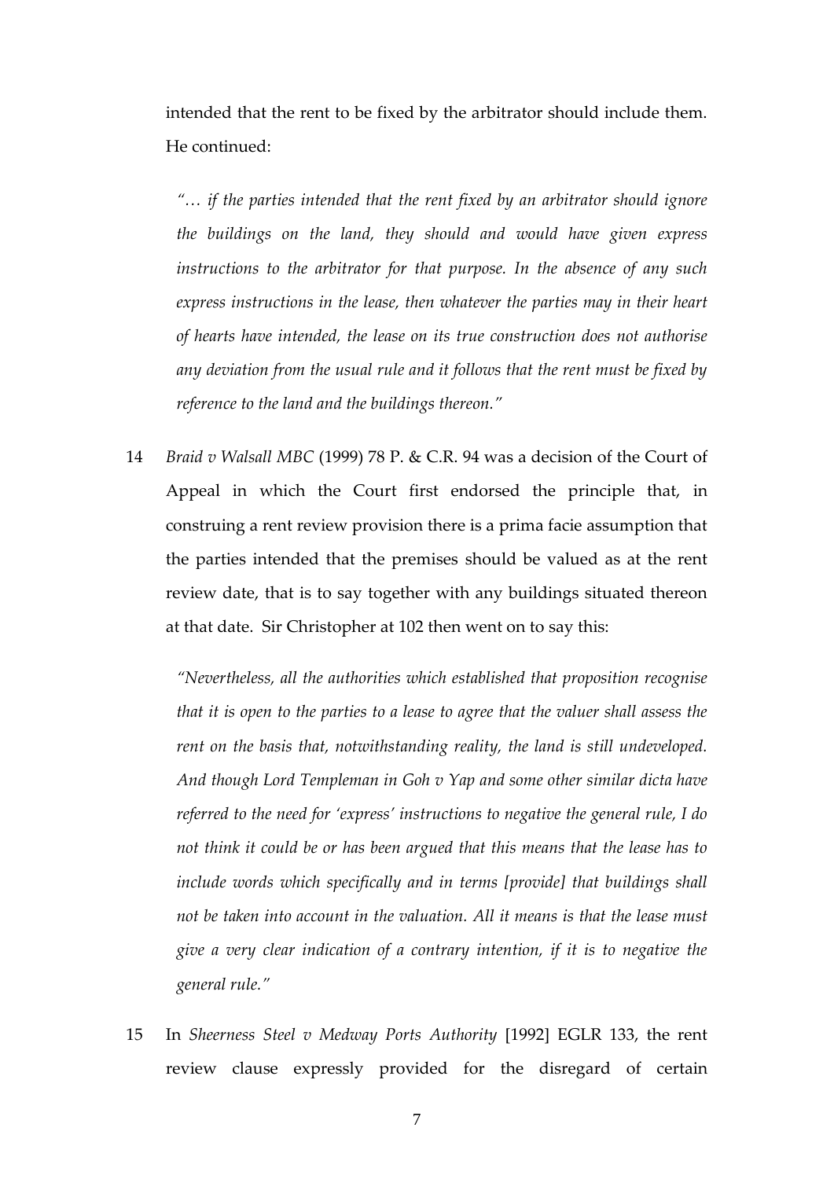intended that the rent to be fixed by the arbitrator should include them. He continued:

> *"… if the parties intended that the rent fixed by an arbitrator should ignore the buildings on the land, they should and would have given express instructions to the arbitrator for that purpose. In the absence of any such express instructions in the lease, then whatever the parties may in their heart of hearts have intended, the lease on its true construction does not authorise any deviation from the usual rule and it follows that the rent must be fixed by reference to the land and the buildings thereon."*

14 *Braid v Walsall MBC* (1999) 78 P. & C.R. 94 was a decision of the Court of Appeal in which the Court first endorsed the principle that, in construing a rent review provision there is a prima facie assumption that the parties intended that the premises should be valued as at the rent review date, that is to say together with any buildings situated thereon at that date. Sir Christopher at 102 then went on to say this:

> *"Nevertheless, all the authorities which established that proposition recognise that it is open to the parties to a lease to agree that the valuer shall assess the rent on the basis that, notwithstanding reality, the land is still undeveloped. And though Lord Templeman in Goh v Yap and some other similar dicta have referred to the need for 'express' instructions to negative the general rule, I do not think it could be or has been argued that this means that the lease has to include words which specifically and in terms [provide] that buildings shall not be taken into account in the valuation. All it means is that the lease must give a very clear indication of a contrary intention, if it is to negative the general rule."*

15 In *Sheerness Steel v Medway Ports Authority* [1992] EGLR 133, the rent review clause expressly provided for the disregard of certain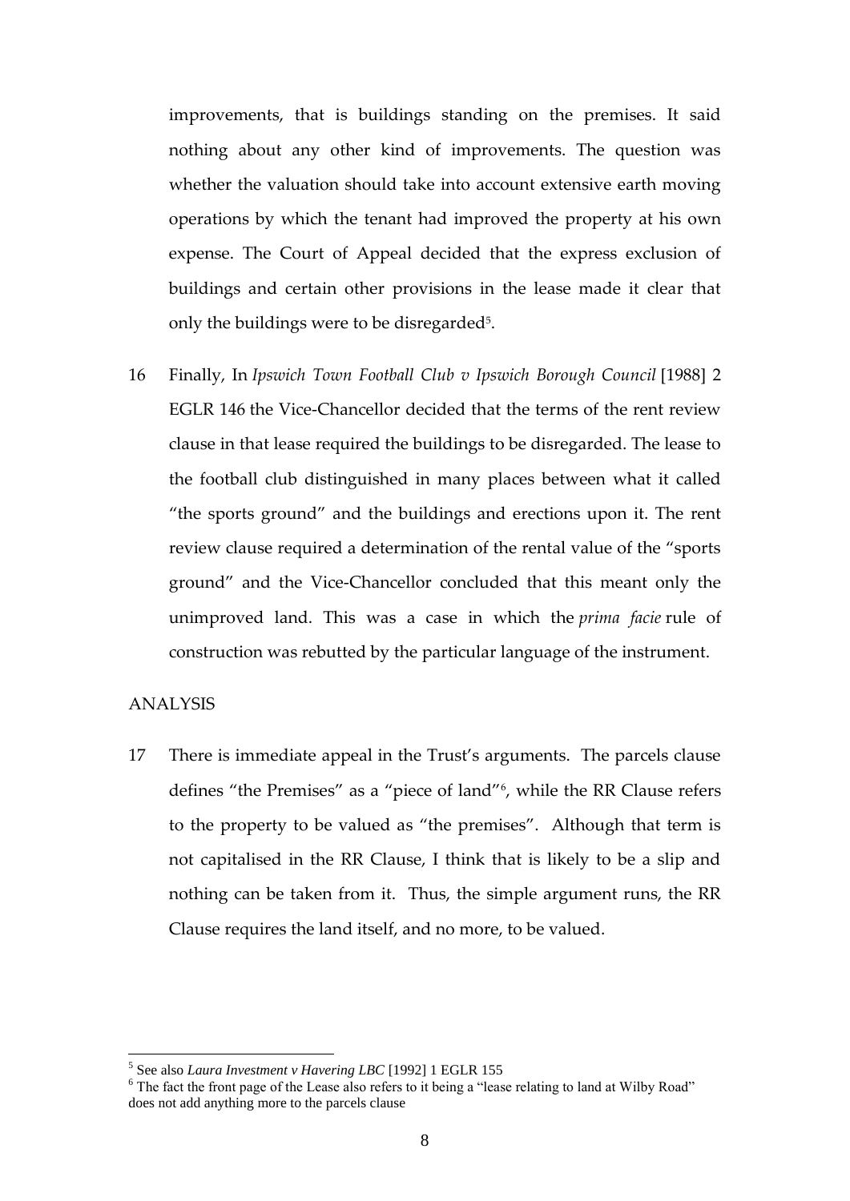improvements, that is buildings standing on the premises. It said nothing about any other kind of improvements. The question was whether the valuation should take into account extensive earth moving operations by which the tenant had improved the property at his own expense. The Court of Appeal decided that the express exclusion of buildings and certain other provisions in the lease made it clear that only the buildings were to be disregarded[5].

16 Finally, In *Ipswich Town Football Club v Ipswich Borough Council* [1988] 2 EGLR 146 the Vice-Chancellor decided that the terms of the rent review clause in that lease required the buildings to be disregarded. The lease to the football club distinguished in many places between what it called "the sports ground" and the buildings and erections upon it. The rent review clause required a determination of the rental value of the "sports ground" and the Vice-Chancellor concluded that this meant only the unimproved land. This was a case in which the *prima facie* rule of construction was rebutted by the particular language of the instrument.

ANALYSIS

17 There is immediate appeal in the Trust's arguments. The parcels clause defines "the Premises" as a "piece of land"[6], while the RR Clause refers to the property to be valued as "the premises". Although that term is not capitalised in the RR Clause, I think that is likely to be a slip and nothing can be taken from it. Thus, the simple argument runs, the RR Clause requires the land itself, and no more, to be valued.

---

[5] See also *Laura Investment v Havering LBC* [1992] 1 EGLR 155

[6] The fact the front page of the Lease also refers to it being a "lease relating to land at Wilby Road" does not add anything more to the parcels clause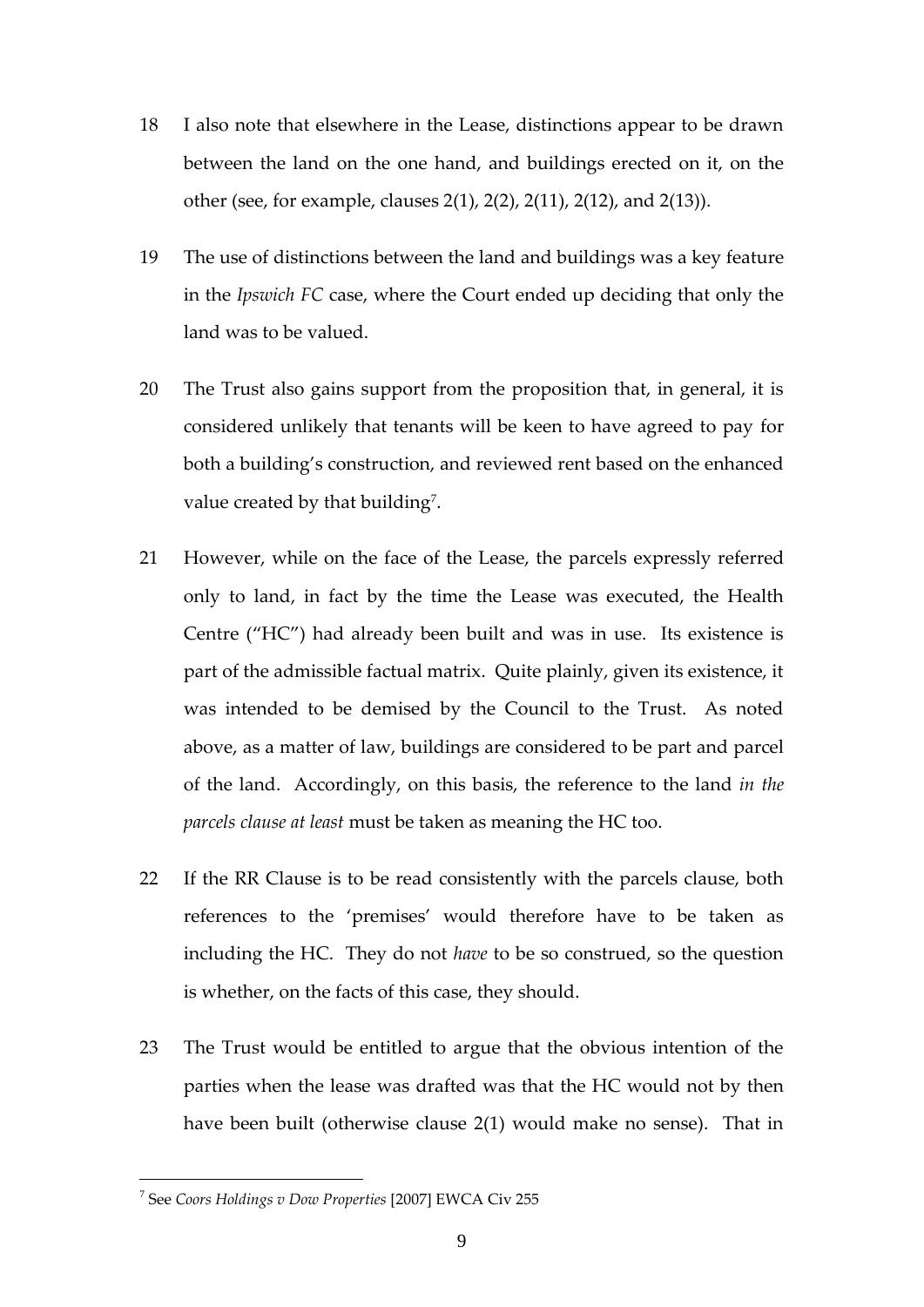18 I also note that elsewhere in the Lease, distinctions appear to be drawn between the land on the one hand, and buildings erected on it, on the other (see, for example, clauses 2(1), 2(2), 2(11), 2(12), and 2(13)).

19 The use of distinctions between the land and buildings was a key feature in the *Ipswich FC* case, where the Court ended up deciding that only the land was to be valued.

20 The Trust also gains support from the proposition that, in general, it is considered unlikely that tenants will be keen to have agreed to pay for both a building's construction, and reviewed rent based on the enhanced value created by that building[7].

21 However, while on the face of the Lease, the parcels expressly referred only to land, in fact by the time the Lease was executed, the Health Centre ("HC") had already been built and was in use. Its existence is part of the admissible factual matrix. Quite plainly, given its existence, it was intended to be demised by the Council to the Trust. As noted above, as a matter of law, buildings are considered to be part and parcel of the land. Accordingly, on this basis, the reference to the land *in the parcels clause at least* must be taken as meaning the HC too.

22 If the RR Clause is to be read consistently with the parcels clause, both references to the 'premises' would therefore have to be taken as including the HC. They do not *have* to be so construed, so the question is whether, on the facts of this case, they should.

23 The Trust would be entitled to argue that the obvious intention of the parties when the lease was drafted was that the HC would not by then have been built (otherwise clause 2(1) would make no sense). That in

---

[7] See *Coors Holdings v Dow Properties* [2007] EWCA Civ 255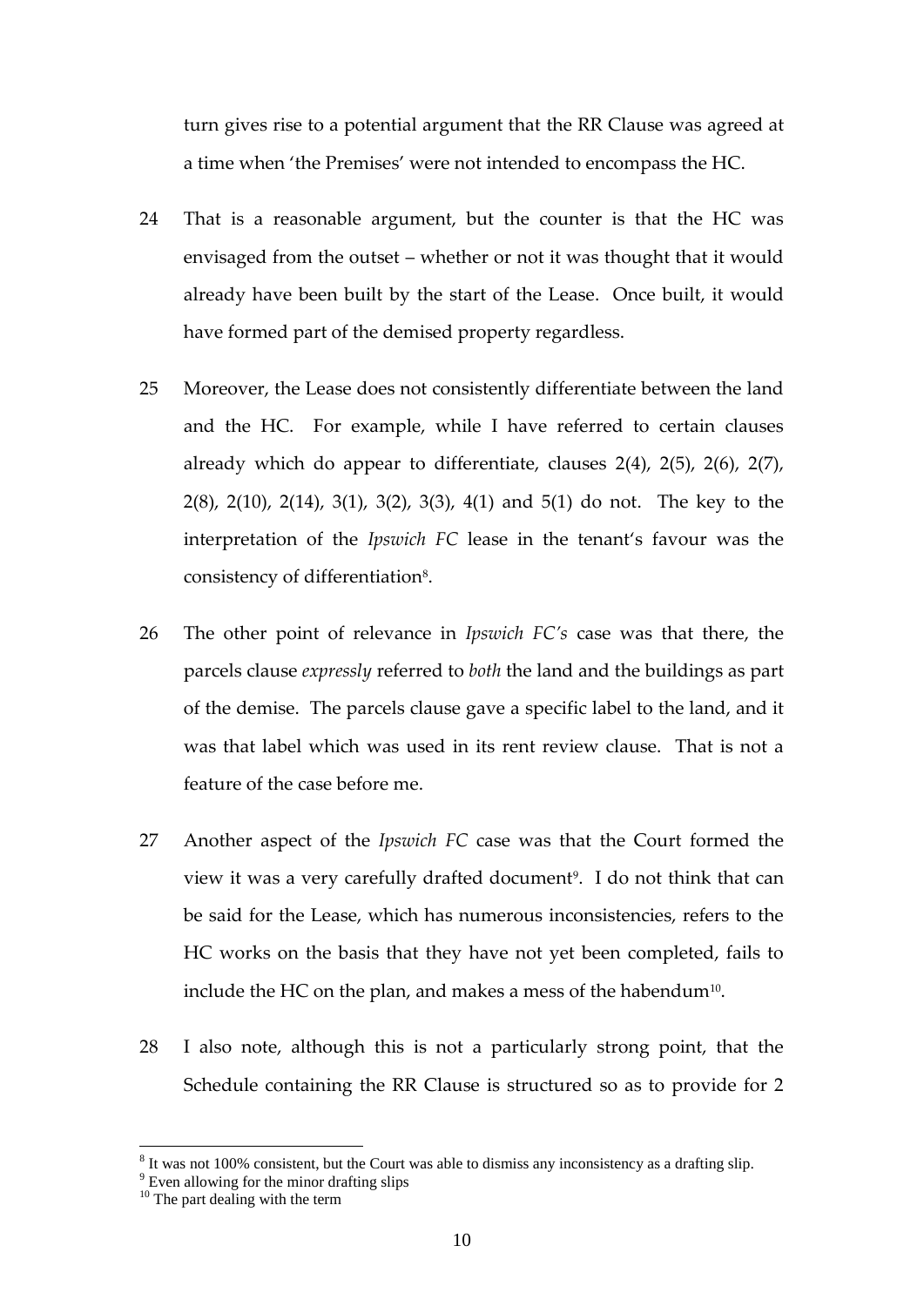turn gives rise to a potential argument that the RR Clause was agreed at a time when 'the Premises' were not intended to encompass the HC.

24 That is a reasonable argument, but the counter is that the HC was envisaged from the outset – whether or not it was thought that it would already have been built by the start of the Lease. Once built, it would have formed part of the demised property regardless.

25 Moreover, the Lease does not consistently differentiate between the land and the HC. For example, while I have referred to certain clauses already which do appear to differentiate, clauses 2(4), 2(5), 2(6), 2(7), 2(8), 2(10), 2(14), 3(1), 3(2), 3(3), 4(1) and 5(1) do not. The key to the interpretation of the *Ipswich FC* lease in the tenant's favour was the consistency of differentiation[8].

26 The other point of relevance in *Ipswich FC's* case was that there, the parcels clause *expressly* referred to *both* the land and the buildings as part of the demise. The parcels clause gave a specific label to the land, and it was that label which was used in its rent review clause. That is not a feature of the case before me.

27 Another aspect of the *Ipswich FC* case was that the Court formed the view it was a very carefully drafted document[9]. I do not think that can be said for the Lease, which has numerous inconsistencies, refers to the HC works on the basis that they have not yet been completed, fails to include the HC on the plan, and makes a mess of the habendum[10].

28 I also note, although this is not a particularly strong point, that the Schedule containing the RR Clause is structured so as to provide for 2

[8] It was not 100% consistent, but the Court was able to dismiss any inconsistency as a drafting slip.

[9] Even allowing for the minor drafting slips

[10] The part dealing with the term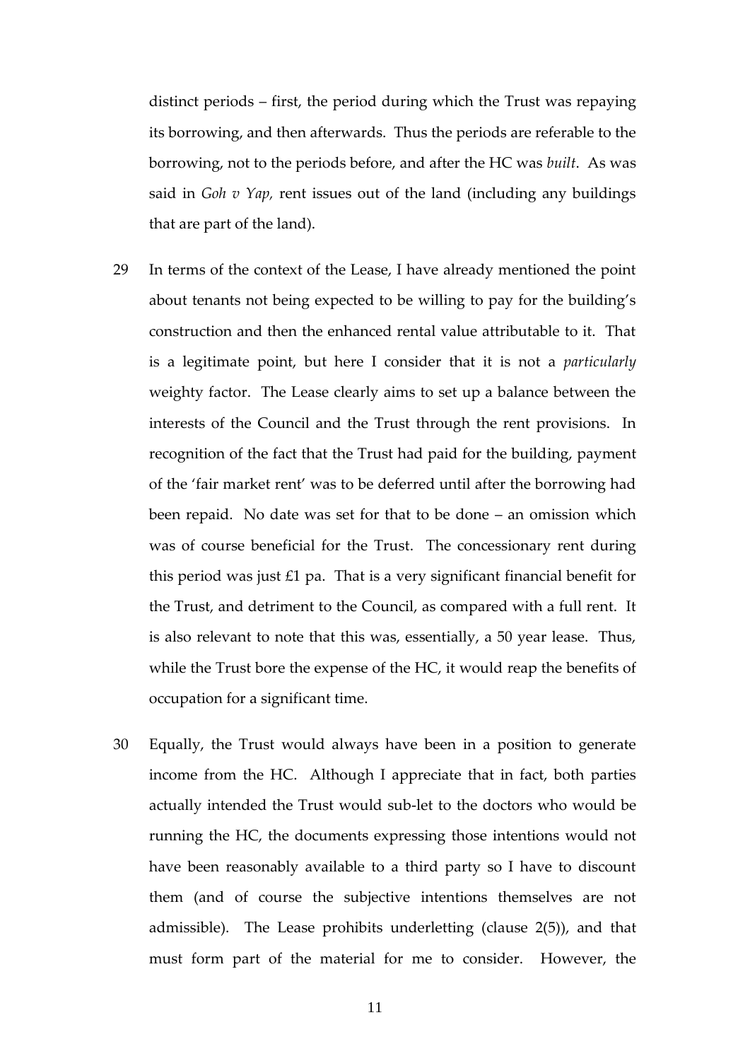distinct periods – first, the period during which the Trust was repaying its borrowing, and then afterwards. Thus the periods are referable to the borrowing, not to the periods before, and after the HC was *built*. As was said in *Goh v Yap,* rent issues out of the land (including any buildings that are part of the land).

29 In terms of the context of the Lease, I have already mentioned the point about tenants not being expected to be willing to pay for the building's construction and then the enhanced rental value attributable to it. That is a legitimate point, but here I consider that it is not a *particularly* weighty factor. The Lease clearly aims to set up a balance between the interests of the Council and the Trust through the rent provisions. In recognition of the fact that the Trust had paid for the building, payment of the 'fair market rent' was to be deferred until after the borrowing had been repaid. No date was set for that to be done – an omission which was of course beneficial for the Trust. The concessionary rent during this period was just £1 pa. That is a very significant financial benefit for the Trust, and detriment to the Council, as compared with a full rent. It is also relevant to note that this was, essentially, a 50 year lease. Thus, while the Trust bore the expense of the HC, it would reap the benefits of occupation for a significant time.

30 Equally, the Trust would always have been in a position to generate income from the HC. Although I appreciate that in fact, both parties actually intended the Trust would sub-let to the doctors who would be running the HC, the documents expressing those intentions would not have been reasonably available to a third party so I have to discount them (and of course the subjective intentions themselves are not admissible). The Lease prohibits underletting (clause 2(5)), and that must form part of the material for me to consider. However, the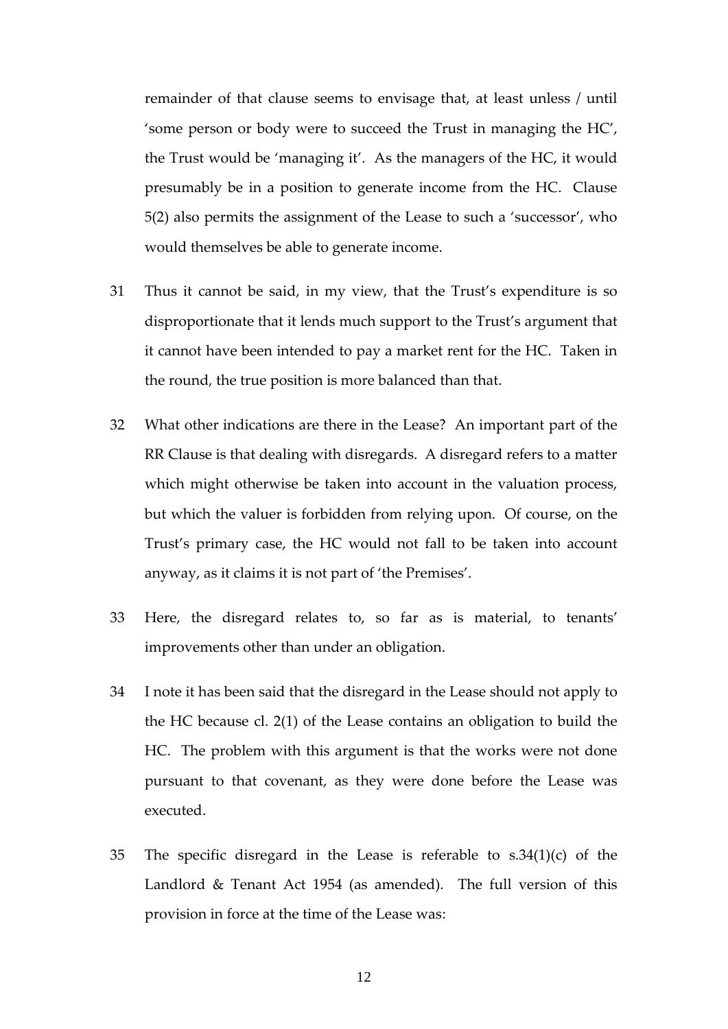remainder of that clause seems to envisage that, at least unless / until 'some person or body were to succeed the Trust in managing the HC', the Trust would be 'managing it'. As the managers of the HC, it would presumably be in a position to generate income from the HC. Clause 5(2) also permits the assignment of the Lease to such a 'successor', who would themselves be able to generate income.

31 Thus it cannot be said, in my view, that the Trust's expenditure is so disproportionate that it lends much support to the Trust's argument that it cannot have been intended to pay a market rent for the HC. Taken in the round, the true position is more balanced than that.

32 What other indications are there in the Lease? An important part of the RR Clause is that dealing with disregards. A disregard refers to a matter which might otherwise be taken into account in the valuation process, but which the valuer is forbidden from relying upon. Of course, on the Trust's primary case, the HC would not fall to be taken into account anyway, as it claims it is not part of 'the Premises'.

33 Here, the disregard relates to, so far as is material, to tenants' improvements other than under an obligation.

34 I note it has been said that the disregard in the Lease should not apply to the HC because cl. 2(1) of the Lease contains an obligation to build the HC. The problem with this argument is that the works were not done pursuant to that covenant, as they were done before the Lease was executed.

35 The specific disregard in the Lease is referable to s.34(1)(c) of the Landlord & Tenant Act 1954 (as amended). The full version of this provision in force at the time of the Lease was: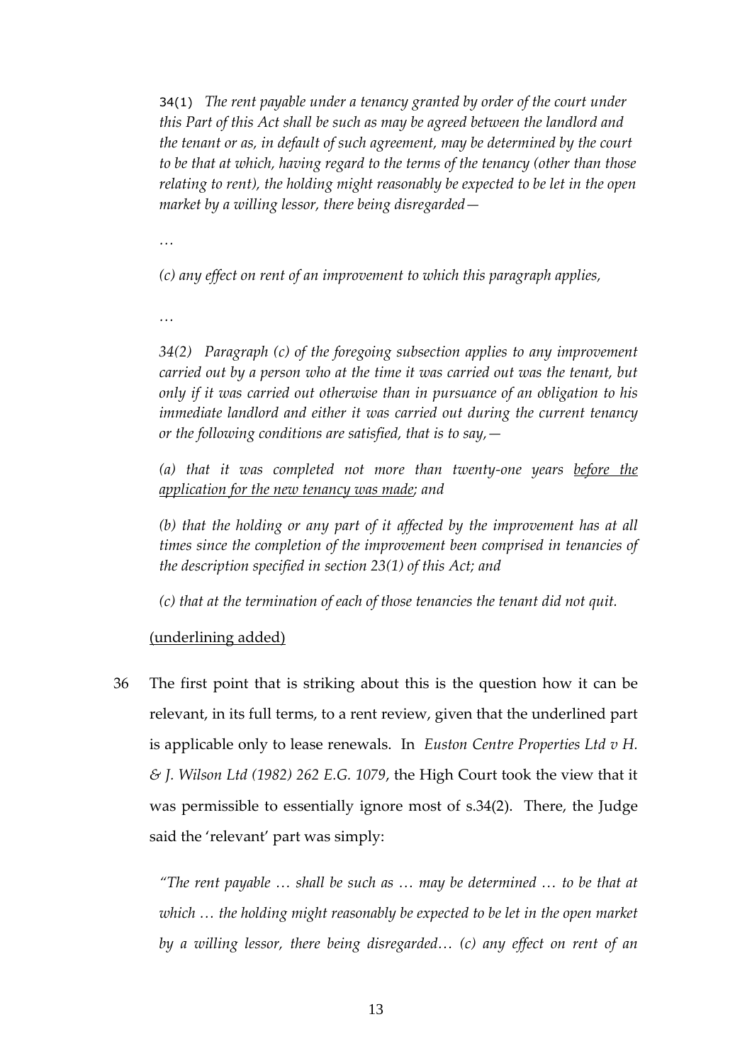> 34(1) *The rent payable under a tenancy granted by order of the court under this Part of this Act shall be such as may be agreed between the landlord and the tenant or as, in default of such agreement, may be determined by the court to be that at which, having regard to the terms of the tenancy (other than those relating to rent), the holding might reasonably be expected to be let in the open market by a willing lessor, there being disregarded—*
>
> …
>
> *(c) any effect on rent of an improvement to which this paragraph applies,*
>
> …
>
> *34(2) Paragraph (c) of the foregoing subsection applies to any improvement carried out by a person who at the time it was carried out was the tenant, but only if it was carried out otherwise than in pursuance of an obligation to his immediate landlord and either it was carried out during the current tenancy or the following conditions are satisfied, that is to say,—*
>
> *(a) that it was completed not more than twenty-one years <u>before the application for the new tenancy was made</u>; and*
>
> *(b) that the holding or any part of it affected by the improvement has at all times since the completion of the improvement been comprised in tenancies of the description specified in section 23(1) of this Act; and*
>
> *(c) that at the termination of each of those tenancies the tenant did not quit.*
>
> <u>(underlining added)</u>

36 The first point that is striking about this is the question how it can be relevant, in its full terms, to a rent review, given that the underlined part is applicable only to lease renewals. In *Euston Centre Properties Ltd v H. & J. Wilson Ltd (1982) 262 E.G. 1079*, the High Court took the view that it was permissible to essentially ignore most of s.34(2). There, the Judge said the 'relevant' part was simply:

> *"The rent payable … shall be such as … may be determined … to be that at which … the holding might reasonably be expected to be let in the open market by a willing lessor, there being disregarded… (c) any effect on rent of an*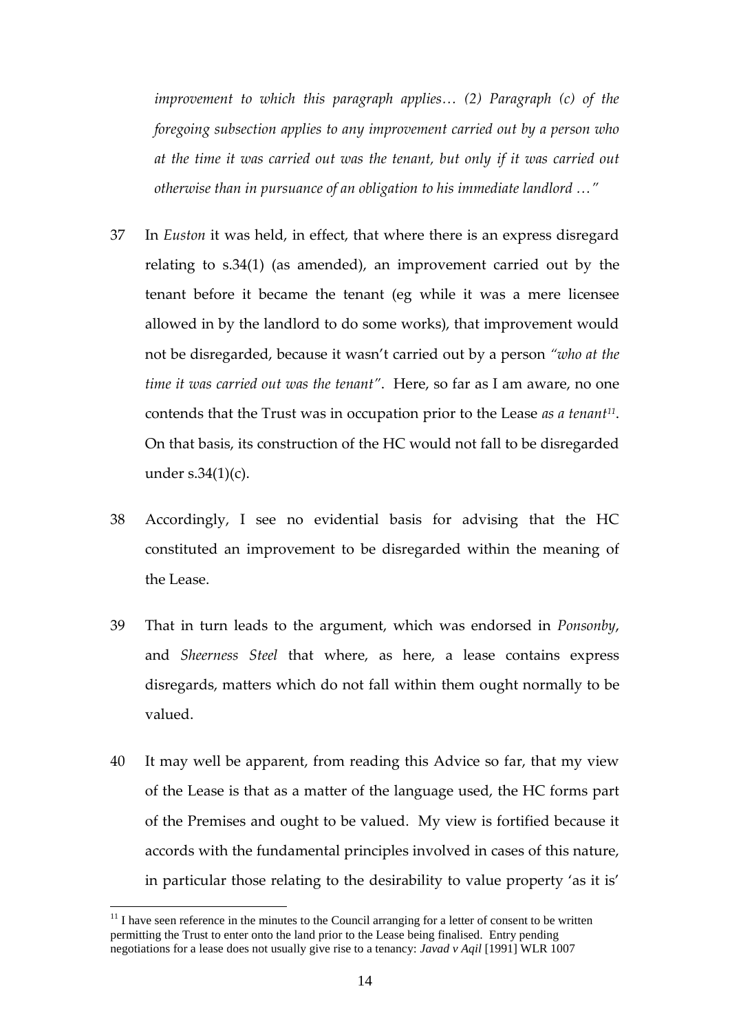*improvement to which this paragraph applies… (2) Paragraph (c) of the foregoing subsection applies to any improvement carried out by a person who at the time it was carried out was the tenant, but only if it was carried out otherwise than in pursuance of an obligation to his immediate landlord …"*

37 In *Euston* it was held, in effect, that where there is an express disregard relating to s.34(1) (as amended), an improvement carried out by the tenant before it became the tenant (eg while it was a mere licensee allowed in by the landlord to do some works), that improvement would not be disregarded, because it wasn't carried out by a person *"who at the time it was carried out was the tenant"*. Here, so far as I am aware, no one contends that the Trust was in occupation prior to the Lease *as a tenant*[11]. On that basis, its construction of the HC would not fall to be disregarded under s.34(1)(c).

38 Accordingly, I see no evidential basis for advising that the HC constituted an improvement to be disregarded within the meaning of the Lease.

39 That in turn leads to the argument, which was endorsed in *Ponsonby*, and *Sheerness Steel* that where, as here, a lease contains express disregards, matters which do not fall within them ought normally to be valued.

40 It may well be apparent, from reading this Advice so far, that my view of the Lease is that as a matter of the language used, the HC forms part of the Premises and ought to be valued. My view is fortified because it accords with the fundamental principles involved in cases of this nature, in particular those relating to the desirability to value property 'as it is'

[11] I have seen reference in the minutes to the Council arranging for a letter of consent to be written permitting the Trust to enter onto the land prior to the Lease being finalised. Entry pending negotiations for a lease does not usually give rise to a tenancy: *Javad v Aqil* [1991] WLR 1007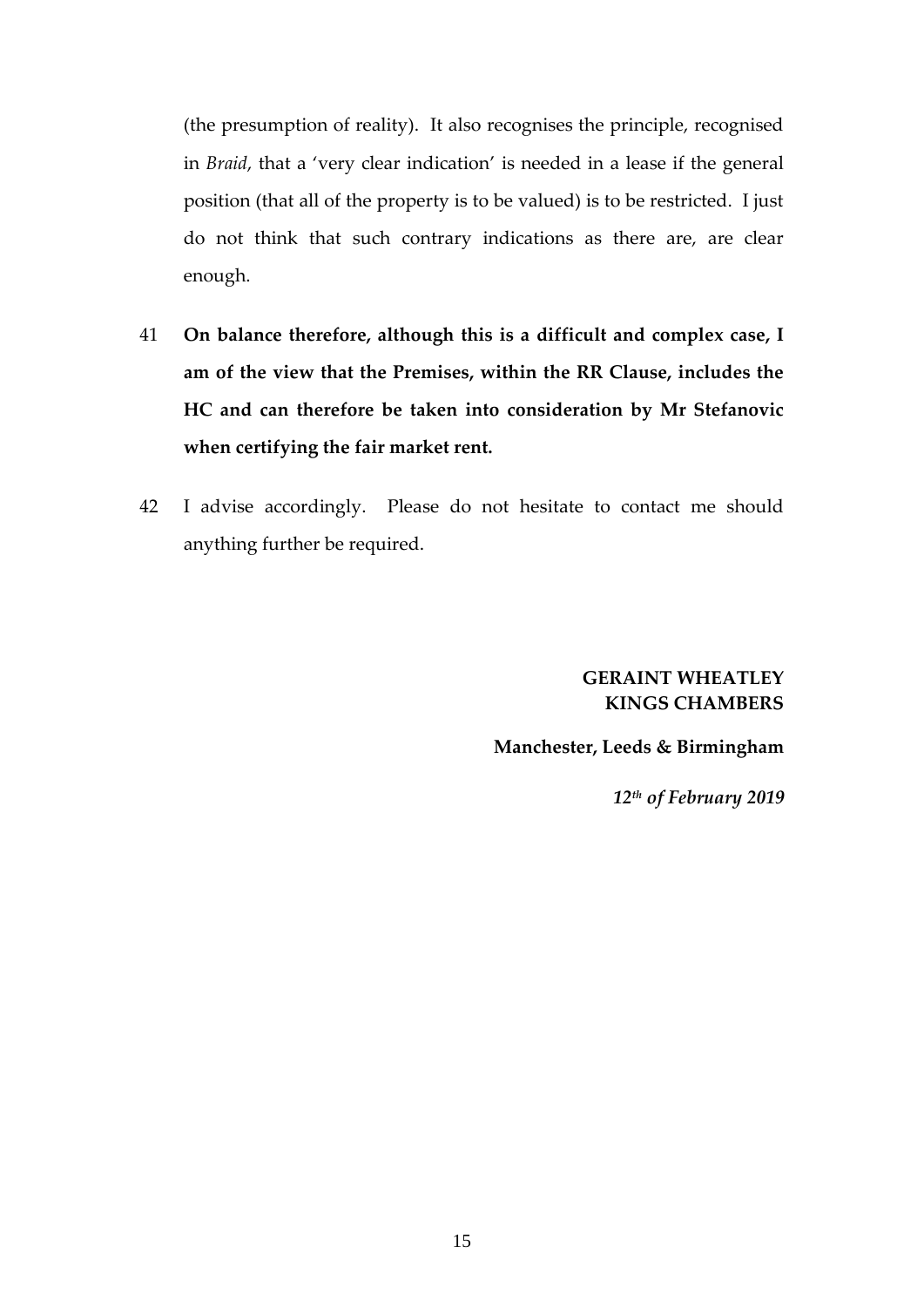(the presumption of reality). It also recognises the principle, recognised in *Braid*, that a 'very clear indication' is needed in a lease if the general position (that all of the property is to be valued) is to be restricted. I just do not think that such contrary indications as there are, are clear enough.

41 **On balance therefore, although this is a difficult and complex case, I am of the view that the Premises, within the RR Clause, includes the HC and can therefore be taken into consideration by Mr Stefanovic when certifying the fair market rent.**

42 I advise accordingly. Please do not hesitate to contact me should anything further be required.

**GERAINT WHEATLEY**
**KINGS CHAMBERS**

**Manchester, Leeds & Birmingham**

***12th of February 2019***